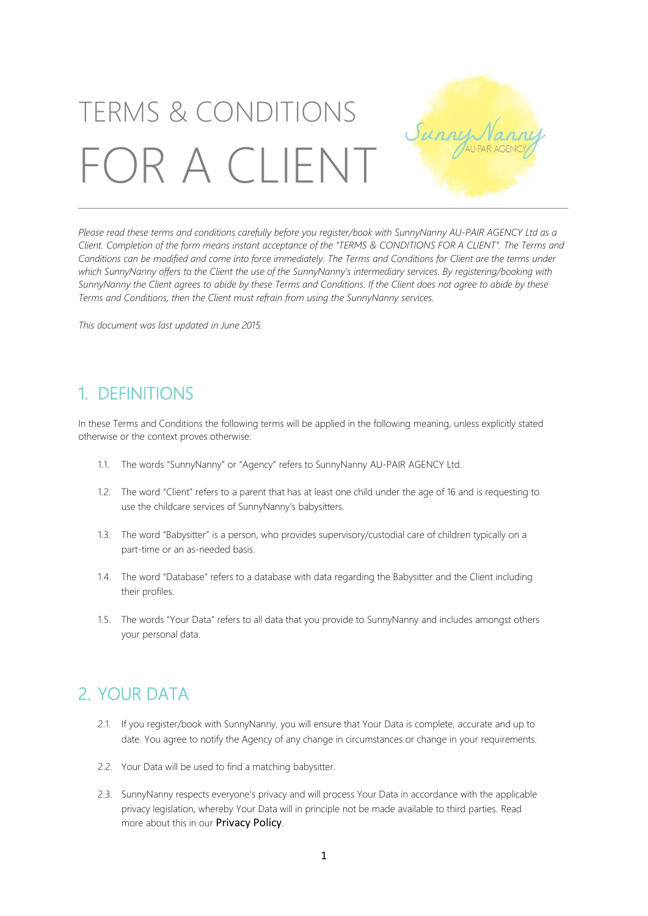# TERMS & CONDITIONS FOR A CLIENT

*Please read these terms and conditions carefully before you register/book with SunnyNanny AU-PAIR AGENCY Ltd as a Client. Completion of the form means instant acceptance of the "TERMS & CONDITIONS FOR A CLIENT". The Terms and Conditions can be modified and come into force immediately. The Terms and Conditions for Client are the terms under which SunnyNanny offers to the Client the use of the SunnyNanny's intermediary services. By registering/booking with SunnyNanny the Client agrees to abide by these Terms and Conditions. If the Client does not agree to abide by these Terms and Conditions, then the Client must refrain from using the SunnyNanny services.*

*This document was last updated in June 2015.*

## 1. DEFINITIONS

In these Terms and Conditions the following terms will be applied in the following meaning, unless explicitly stated otherwise or the context proves otherwise:

1.1. The words "SunnyNanny" or "Agency" refers to SunnyNanny AU-PAIR AGENCY Ltd.

1.2. The word "Client" refers to a parent that has at least one child under the age of 16 and is requesting to use the childcare services of SunnyNanny's babysitters.

1.3. The word "Babysitter" is a person, who provides supervisory/custodial care of children typically on a part-time or an as-needed basis.

1.4. The word "Database" refers to a database with data regarding the Babysitter and the Client including their profiles.

1.5. The words "Your Data" refers to all data that you provide to SunnyNanny and includes amongst others your personal data.

## 2. YOUR DATA

2.1. If you register/book with SunnyNanny, you will ensure that Your Data is complete, accurate and up to date. You agree to notify the Agency of any change in circumstances or change in your requirements.

2.2. Your Data will be used to find a matching babysitter.

2.3. SunnyNanny respects everyone's privacy and will process Your Data in accordance with the applicable privacy legislation, whereby Your Data will in principle not be made available to third parties. Read more about this in our Privacy Policy.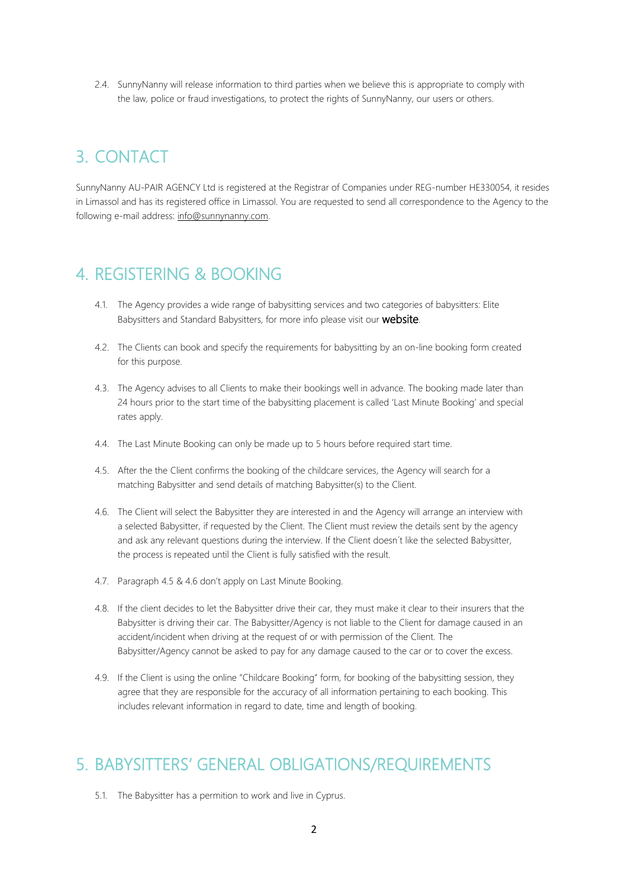2.4. SunnyNanny will release information to third parties when we believe this is appropriate to comply with the law, police or fraud investigations, to protect the rights of SunnyNanny, our users or others.

## 3. CONTACT

SunnyNanny AU-PAIR AGENCY Ltd is registered at the Registrar of Companies under REG-number HE330054, it resides in Limassol and has its registered office in Limassol. You are requested to send all correspondence to the Agency to the following e-mail address: info@sunnynanny.com.

## 4. REGISTERING & BOOKING

4.1. The Agency provides a wide range of babysitting services and two categories of babysitters: Elite Babysitters and Standard Babysitters, for more info please visit our **website**.

4.2. The Clients can book and specify the requirements for babysitting by an on-line booking form created for this purpose.

4.3. The Agency advises to all Clients to make their bookings well in advance. The booking made later than 24 hours prior to the start time of the babysitting placement is called 'Last Minute Booking' and special rates apply.

4.4. The Last Minute Booking can only be made up to 5 hours before required start time.

4.5. After the the Client confirms the booking of the childcare services, the Agency will search for a matching Babysitter and send details of matching Babysitter(s) to the Client.

4.6. The Client will select the Babysitter they are interested in and the Agency will arrange an interview with a selected Babysitter, if requested by the Client. The Client must review the details sent by the agency and ask any relevant questions during the interview. If the Client doesn´t like the selected Babysitter, the process is repeated until the Client is fully satisfied with the result.

4.7. Paragraph 4.5 & 4.6 don't apply on Last Minute Booking.

4.8. If the client decides to let the Babysitter drive their car, they must make it clear to their insurers that the Babysitter is driving their car. The Babysitter/Agency is not liable to the Client for damage caused in an accident/incident when driving at the request of or with permission of the Client. The Babysitter/Agency cannot be asked to pay for any damage caused to the car or to cover the excess.

4.9. If the Client is using the online "Childcare Booking" form, for booking of the babysitting session, they agree that they are responsible for the accuracy of all information pertaining to each booking. This includes relevant information in regard to date, time and length of booking.

## 5. BABYSITTERS' GENERAL OBLIGATIONS/REQUIREMENTS

5.1. The Babysitter has a permition to work and live in Cyprus.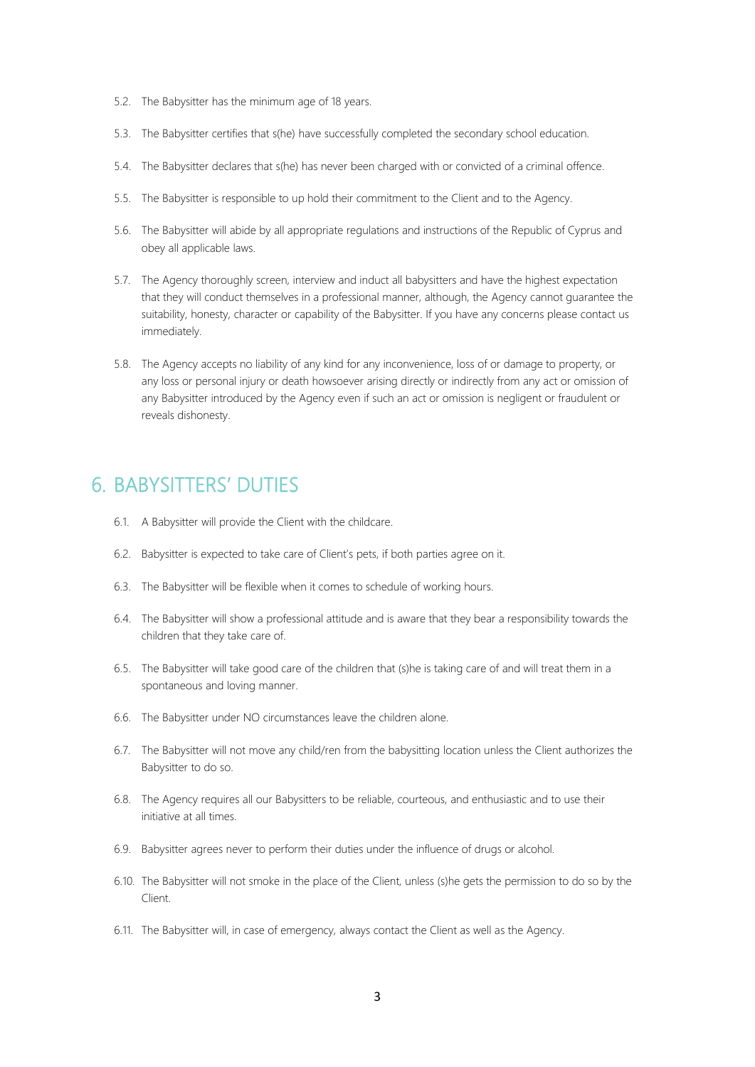5.2. The Babysitter has the minimum age of 18 years.

5.3. The Babysitter certifies that s(he) have successfully completed the secondary school education.

5.4. The Babysitter declares that s(he) has never been charged with or convicted of a criminal offence.

5.5. The Babysitter is responsible to up hold their commitment to the Client and to the Agency.

5.6. The Babysitter will abide by all appropriate regulations and instructions of the Republic of Cyprus and obey all applicable laws.

5.7. The Agency thoroughly screen, interview and induct all babysitters and have the highest expectation that they will conduct themselves in a professional manner, although, the Agency cannot guarantee the suitability, honesty, character or capability of the Babysitter. If you have any concerns please contact us immediately.

5.8. The Agency accepts no liability of any kind for any inconvenience, loss of or damage to property, or any loss or personal injury or death howsoever arising directly or indirectly from any act or omission of any Babysitter introduced by the Agency even if such an act or omission is negligent or fraudulent or reveals dishonesty.

# 6. BABYSITTERS' DUTIES

6.1. A Babysitter will provide the Client with the childcare.

6.2. Babysitter is expected to take care of Client's pets, if both parties agree on it.

6.3. The Babysitter will be flexible when it comes to schedule of working hours.

6.4. The Babysitter will show a professional attitude and is aware that they bear a responsibility towards the children that they take care of.

6.5. The Babysitter will take good care of the children that (s)he is taking care of and will treat them in a spontaneous and loving manner.

6.6. The Babysitter under NO circumstances leave the children alone.

6.7. The Babysitter will not move any child/ren from the babysitting location unless the Client authorizes the Babysitter to do so.

6.8. The Agency requires all our Babysitters to be reliable, courteous, and enthusiastic and to use their initiative at all times.

6.9. Babysitter agrees never to perform their duties under the influence of drugs or alcohol.

6.10. The Babysitter will not smoke in the place of the Client, unless (s)he gets the permission to do so by the Client.

6.11. The Babysitter will, in case of emergency, always contact the Client as well as the Agency.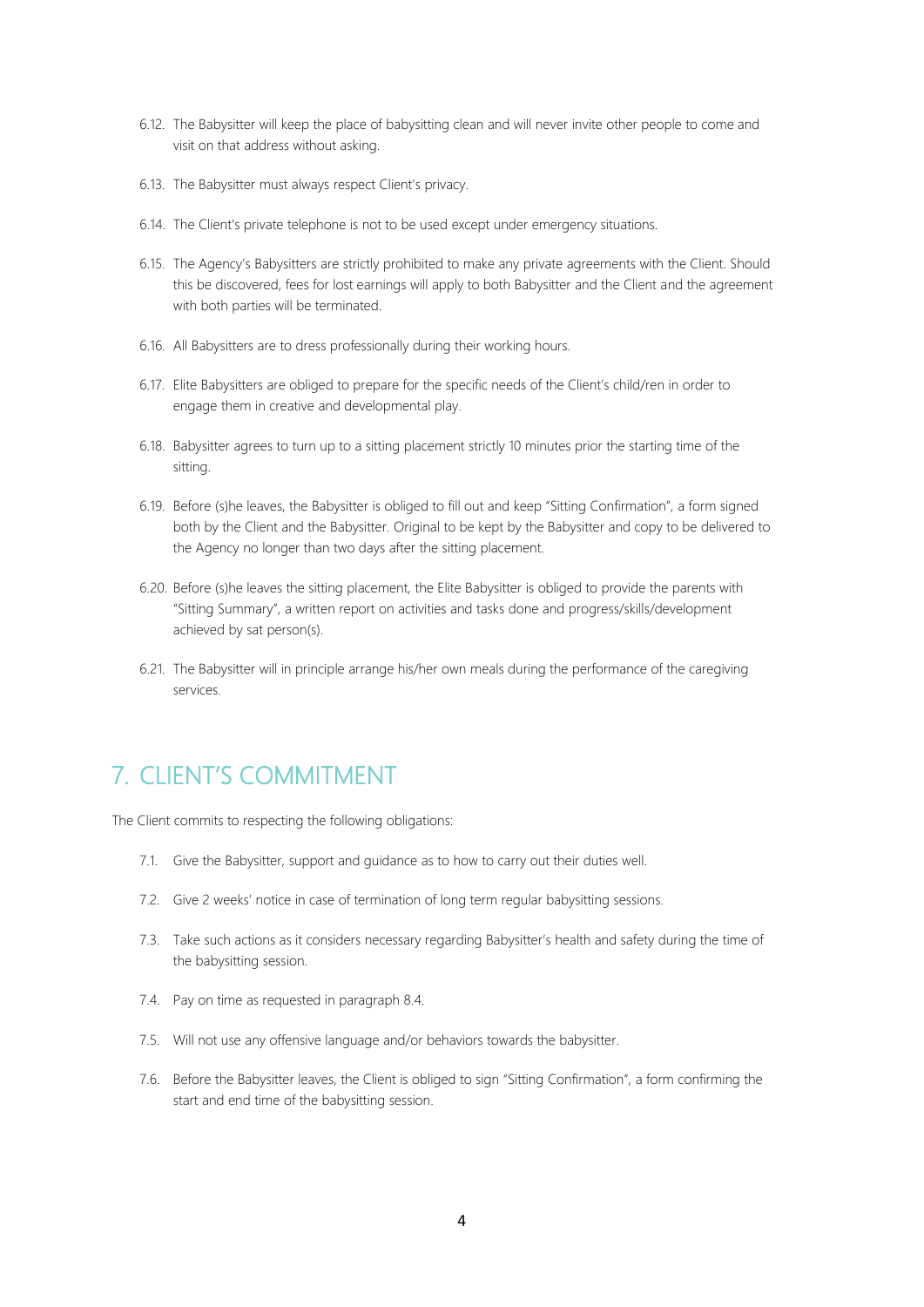6.12. The Babysitter will keep the place of babysitting clean and will never invite other people to come and visit on that address without asking.

6.13. The Babysitter must always respect Client's privacy.

6.14. The Client's private telephone is not to be used except under emergency situations.

6.15. The Agency's Babysitters are strictly prohibited to make any private agreements with the Client. Should this be discovered, fees for lost earnings will apply to both Babysitter and the Client and the agreement with both parties will be terminated.

6.16. All Babysitters are to dress professionally during their working hours.

6.17. Elite Babysitters are obliged to prepare for the specific needs of the Client's child/ren in order to engage them in creative and developmental play.

6.18. Babysitter agrees to turn up to a sitting placement strictly 10 minutes prior the starting time of the sitting.

6.19. Before (s)he leaves, the Babysitter is obliged to fill out and keep "Sitting Confirmation", a form signed both by the Client and the Babysitter. Original to be kept by the Babysitter and copy to be delivered to the Agency no longer than two days after the sitting placement.

6.20. Before (s)he leaves the sitting placement, the Elite Babysitter is obliged to provide the parents with "Sitting Summary", a written report on activities and tasks done and progress/skills/development achieved by sat person(s).

6.21. The Babysitter will in principle arrange his/her own meals during the performance of the caregiving services.

## 7. CLIENT'S COMMITMENT

The Client commits to respecting the following obligations:

7.1. Give the Babysitter, support and guidance as to how to carry out their duties well.

7.2. Give 2 weeks' notice in case of termination of long term regular babysitting sessions.

7.3. Take such actions as it considers necessary regarding Babysitter's health and safety during the time of the babysitting session.

7.4. Pay on time as requested in paragraph 8.4.

7.5. Will not use any offensive language and/or behaviors towards the babysitter.

7.6. Before the Babysitter leaves, the Client is obliged to sign "Sitting Confirmation", a form confirming the start and end time of the babysitting session.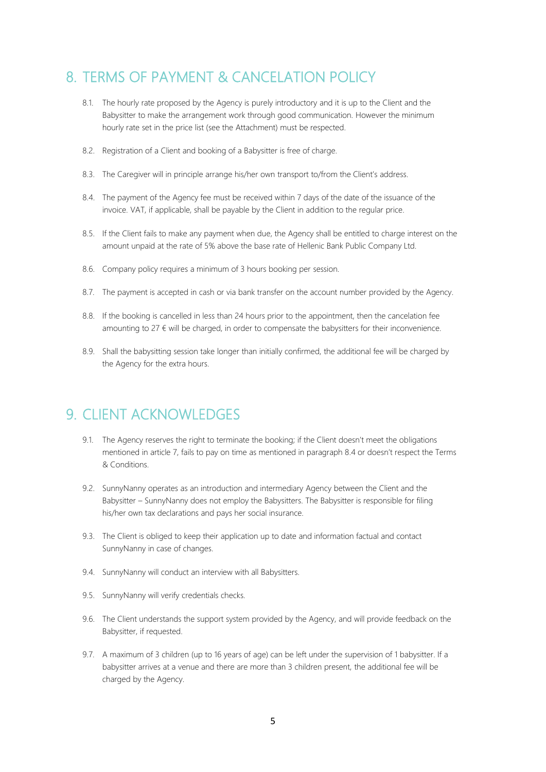## 8. TERMS OF PAYMENT & CANCELATION POLICY

8.1. The hourly rate proposed by the Agency is purely introductory and it is up to the Client and the Babysitter to make the arrangement work through good communication. However the minimum hourly rate set in the price list (see the Attachment) must be respected.

8.2. Registration of a Client and booking of a Babysitter is free of charge.

8.3. The Caregiver will in principle arrange his/her own transport to/from the Client's address.

8.4. The payment of the Agency fee must be received within 7 days of the date of the issuance of the invoice. VAT, if applicable, shall be payable by the Client in addition to the regular price.

8.5. If the Client fails to make any payment when due, the Agency shall be entitled to charge interest on the amount unpaid at the rate of 5% above the base rate of Hellenic Bank Public Company Ltd.

8.6. Company policy requires a minimum of 3 hours booking per session.

8.7. The payment is accepted in cash or via bank transfer on the account number provided by the Agency.

8.8. If the booking is cancelled in less than 24 hours prior to the appointment, then the cancelation fee amounting to 27 € will be charged, in order to compensate the babysitters for their inconvenience.

8.9. Shall the babysitting session take longer than initially confirmed, the additional fee will be charged by the Agency for the extra hours.

## 9. CLIENT ACKNOWLEDGES

9.1. The Agency reserves the right to terminate the booking; if the Client doesn't meet the obligations mentioned in article 7, fails to pay on time as mentioned in paragraph 8.4 or doesn't respect the Terms & Conditions.

9.2. SunnyNanny operates as an introduction and intermediary Agency between the Client and the Babysitter – SunnyNanny does not employ the Babysitters. The Babysitter is responsible for filing his/her own tax declarations and pays her social insurance.

9.3. The Client is obliged to keep their application up to date and information factual and contact SunnyNanny in case of changes.

9.4. SunnyNanny will conduct an interview with all Babysitters.

9.5. SunnyNanny will verify credentials checks.

9.6. The Client understands the support system provided by the Agency, and will provide feedback on the Babysitter, if requested.

9.7. A maximum of 3 children (up to 16 years of age) can be left under the supervision of 1 babysitter. If a babysitter arrives at a venue and there are more than 3 children present, the additional fee will be charged by the Agency.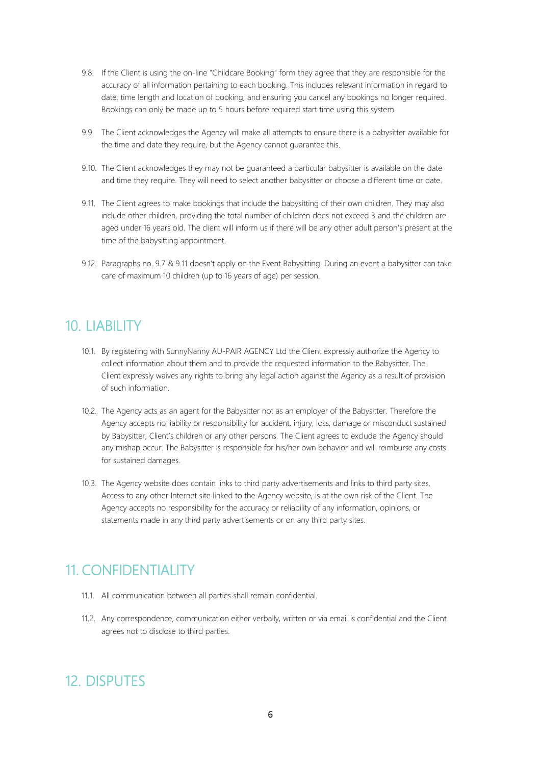9.8. If the Client is using the on-line "Childcare Booking" form they agree that they are responsible for the accuracy of all information pertaining to each booking. This includes relevant information in regard to date, time length and location of booking, and ensuring you cancel any bookings no longer required. Bookings can only be made up to 5 hours before required start time using this system.

9.9. The Client acknowledges the Agency will make all attempts to ensure there is a babysitter available for the time and date they require, but the Agency cannot guarantee this.

9.10. The Client acknowledges they may not be guaranteed a particular babysitter is available on the date and time they require. They will need to select another babysitter or choose a different time or date.

9.11. The Client agrees to make bookings that include the babysitting of their own children. They may also include other children, providing the total number of children does not exceed 3 and the children are aged under 16 years old. The client will inform us if there will be any other adult person's present at the time of the babysitting appointment.

9.12. Paragraphs no. 9.7 & 9.11 doesn't apply on the Event Babysitting. During an event a babysitter can take care of maximum 10 children (up to 16 years of age) per session.

## 10. LIABILITY

10.1. By registering with SunnyNanny AU-PAIR AGENCY Ltd the Client expressly authorize the Agency to collect information about them and to provide the requested information to the Babysitter. The Client expressly waives any rights to bring any legal action against the Agency as a result of provision of such information.

10.2. The Agency acts as an agent for the Babysitter not as an employer of the Babysitter. Therefore the Agency accepts no liability or responsibility for accident, injury, loss, damage or misconduct sustained by Babysitter, Client's children or any other persons. The Client agrees to exclude the Agency should any mishap occur. The Babysitter is responsible for his/her own behavior and will reimburse any costs for sustained damages.

10.3. The Agency website does contain links to third party advertisements and links to third party sites. Access to any other Internet site linked to the Agency website, is at the own risk of the Client. The Agency accepts no responsibility for the accuracy or reliability of any information, opinions, or statements made in any third party advertisements or on any third party sites.

## 11. CONFIDENTIALITY

11.1. All communication between all parties shall remain confidential.

11.2. Any correspondence, communication either verbally, written or via email is confidential and the Client agrees not to disclose to third parties.

## 12. DISPUTES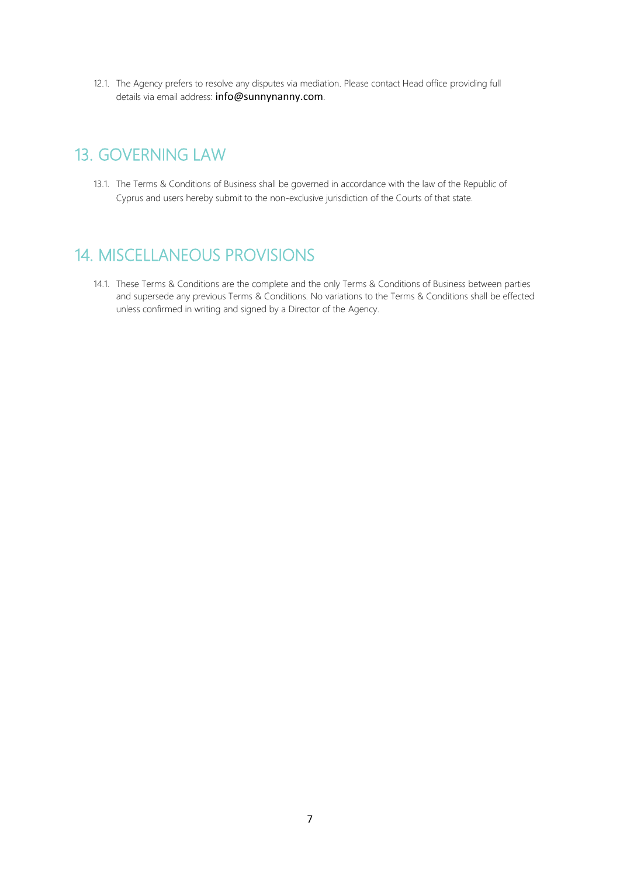12.1. The Agency prefers to resolve any disputes via mediation. Please contact Head office providing full details via email address: info@sunnynanny.com.

## 13. GOVERNING LAW

13.1. The Terms & Conditions of Business shall be governed in accordance with the law of the Republic of Cyprus and users hereby submit to the non-exclusive jurisdiction of the Courts of that state.

## 14. MISCELLANEOUS PROVISIONS

14.1. These Terms & Conditions are the complete and the only Terms & Conditions of Business between parties and supersede any previous Terms & Conditions. No variations to the Terms & Conditions shall be effected unless confirmed in writing and signed by a Director of the Agency.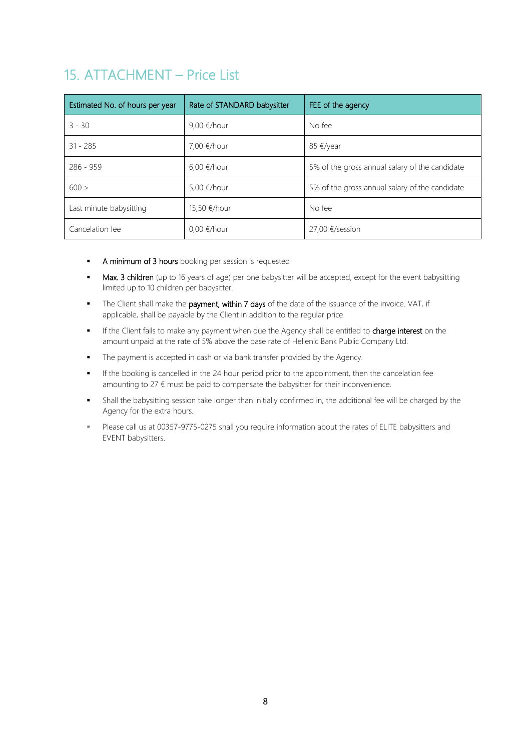## 15. ATTACHMENT – Price List

| Estimated No. of hours per year | Rate of STANDARD babysitter | FEE of the agency |
|---|---|---|
| 3 - 30 | 9,00 €/hour | No fee |
| 31 - 285 | 7,00 €/hour | 85 €/year |
| 286 - 959 | 6,00 €/hour | 5% of the gross annual salary of the candidate |
| 600 > | 5,00 €/hour | 5% of the gross annual salary of the candidate |
| Last minute babysitting | 15,50 €/hour | No fee |
| Cancelation fee | 0,00 €/hour | 27,00 €/session |

- **A minimum of 3 hours** booking per session is requested
- **Max. 3 children** (up to 16 years of age) per one babysitter will be accepted, except for the event babysitting limited up to 10 children per babysitter.
- The Client shall make the **payment, within 7 days** of the date of the issuance of the invoice. VAT, if applicable, shall be payable by the Client in addition to the regular price.
- If the Client fails to make any payment when due the Agency shall be entitled to **charge interest** on the amount unpaid at the rate of 5% above the base rate of Hellenic Bank Public Company Ltd.
- The payment is accepted in cash or via bank transfer provided by the Agency.
- If the booking is cancelled in the 24 hour period prior to the appointment, then the cancelation fee amounting to 27 € must be paid to compensate the babysitter for their inconvenience.
- Shall the babysitting session take longer than initially confirmed in, the additional fee will be charged by the Agency for the extra hours.
- Please call us at 00357-9775-0275 shall you require information about the rates of ELITE babysitters and EVENT babysitters.